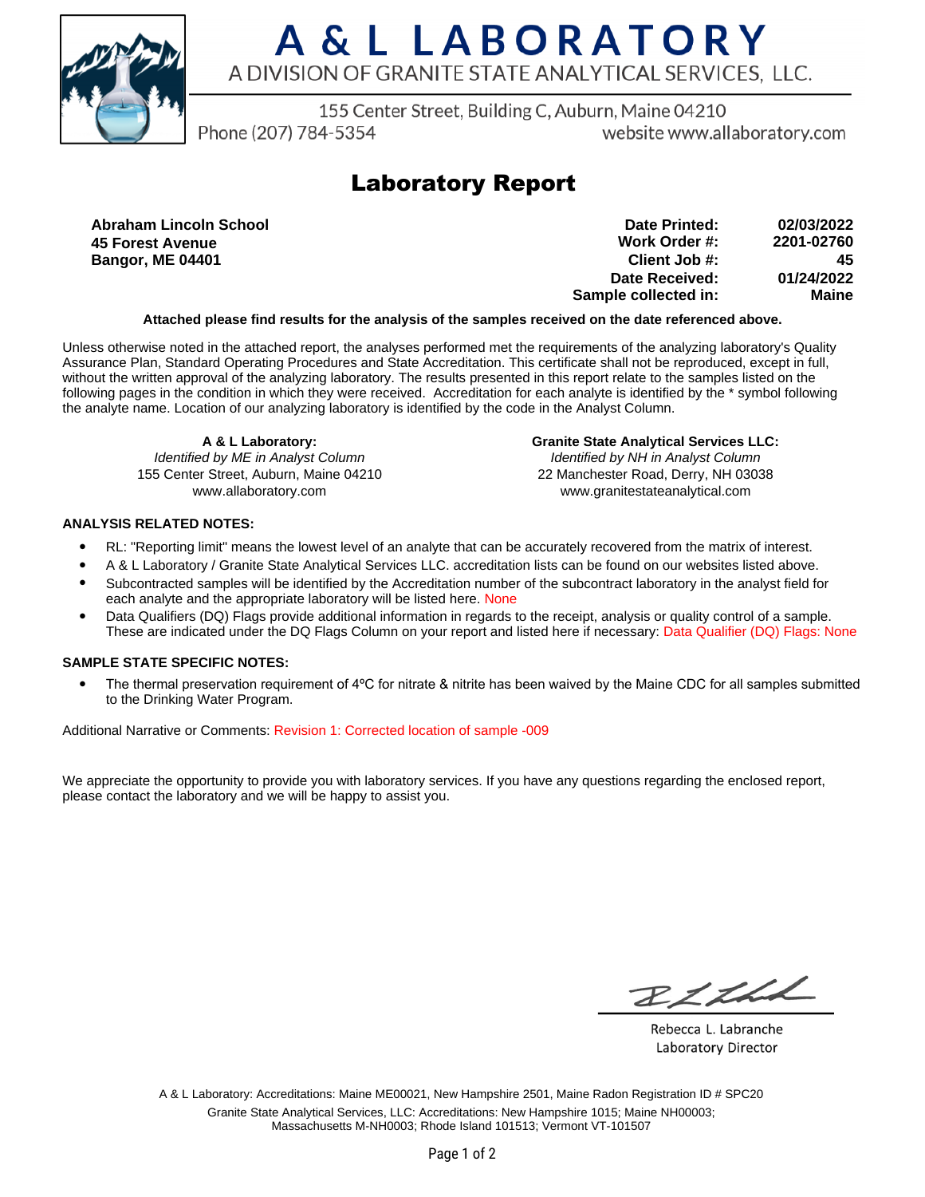# A & L LABORATORY

A DIVISION OF GRANITE STATE ANALYTICAL SERVICES, LLC.

155 Center Street, Building C, Auburn, Maine 04210

Phone (207) 784-5354 website www.allaboratory.com

## Laboratory Report

**Abraham Lincoln School**
**45 Forest Avenue**
**Bangor, ME 04401**

| | |
|---|---|
| **Date Printed:** | **02/03/2022** |
| **Work Order #:** | **2201-02760** |
| **Client Job #:** | **45** |
| **Date Received:** | **01/24/2022** |
| **Sample collected in:** | **Maine** |

**Attached please find results for the analysis of the samples received on the date referenced above.**

Unless otherwise noted in the attached report, the analyses performed met the requirements of the analyzing laboratory's Quality Assurance Plan, Standard Operating Procedures and State Accreditation. This certificate shall not be reproduced, except in full, without the written approval of the analyzing laboratory. The results presented in this report relate to the samples listed on the following pages in the condition in which they were received. Accreditation for each analyte is identified by the * symbol following the analyte name. Location of our analyzing laboratory is identified by the code in the Analyst Column.

**A & L Laboratory:**
*Identified by ME in Analyst Column*
155 Center Street, Auburn, Maine 04210
www.allaboratory.com

**Granite State Analytical Services LLC:**
*Identified by NH in Analyst Column*
22 Manchester Road, Derry, NH 03038
www.granitestateanalytical.com

**ANALYSIS RELATED NOTES:**

- RL: "Reporting limit" means the lowest level of an analyte that can be accurately recovered from the matrix of interest.
- A & L Laboratory / Granite State Analytical Services LLC. accreditation lists can be found on our websites listed above.
- Subcontracted samples will be identified by the Accreditation number of the subcontract laboratory in the analyst field for each analyte and the appropriate laboratory will be listed here. None
- Data Qualifiers (DQ) Flags provide additional information in regards to the receipt, analysis or quality control of a sample. These are indicated under the DQ Flags Column on your report and listed here if necessary: Data Qualifier (DQ) Flags: None

**SAMPLE STATE SPECIFIC NOTES:**

- The thermal preservation requirement of 4ºC for nitrate & nitrite has been waived by the Maine CDC for all samples submitted to the Drinking Water Program.

Additional Narrative or Comments: Revision 1: Corrected location of sample -009

We appreciate the opportunity to provide you with laboratory services. If you have any questions regarding the enclosed report, please contact the laboratory and we will be happy to assist you.

Rebecca L. Labranche
Laboratory Director

A & L Laboratory: Accreditations: Maine ME00021, New Hampshire 2501, Maine Radon Registration ID # SPC20
Granite State Analytical Services, LLC: Accreditations: New Hampshire 1015; Maine NH00003; Massachusetts M-NH0003; Rhode Island 101513; Vermont VT-101507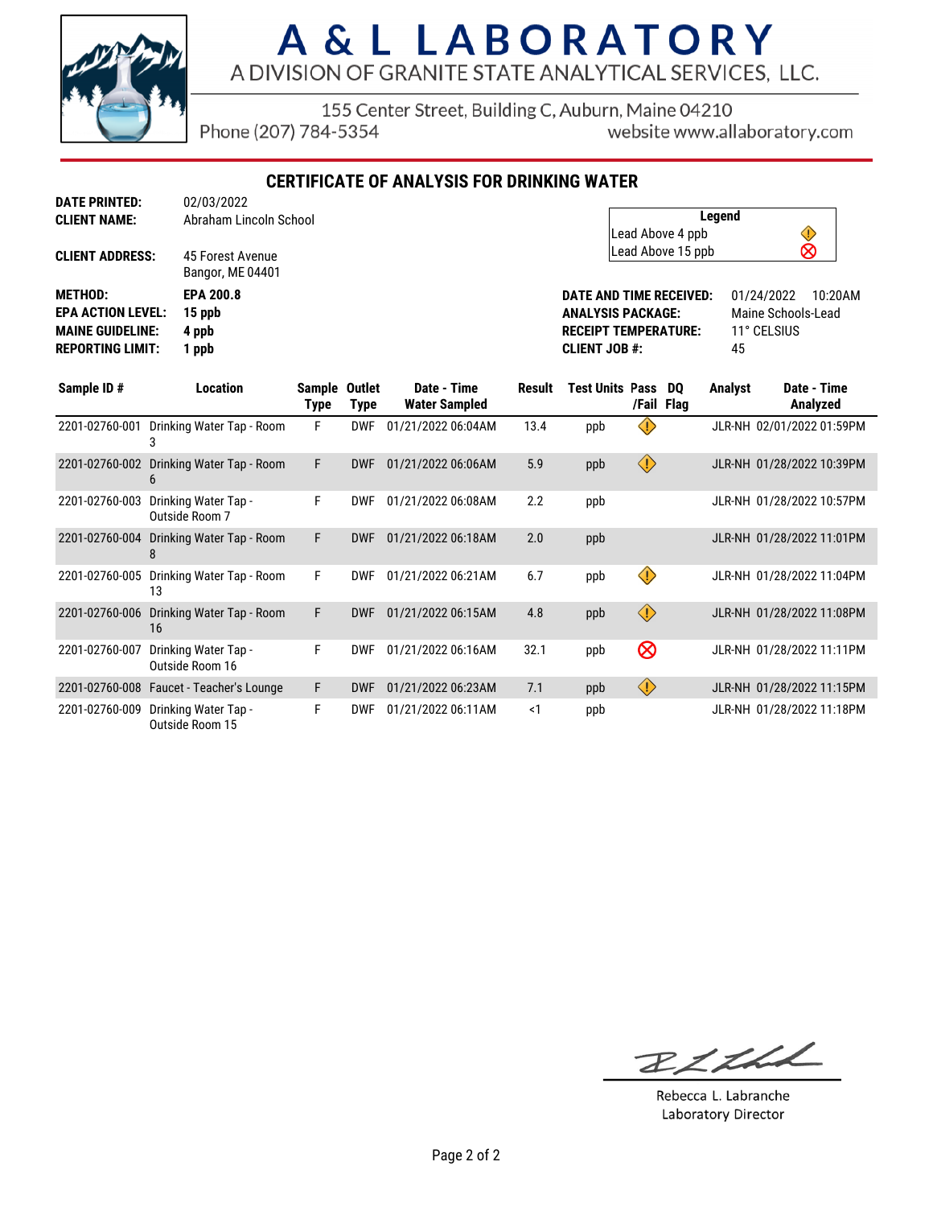# A & L LABORATORY

A DIVISION OF GRANITE STATE ANALYTICAL SERVICES, LLC.

155 Center Street, Building C, Auburn, Maine 04210

Phone (207) 784-5354

website www.allaboratory.com

## CERTIFICATE OF ANALYSIS FOR DRINKING WATER

**DATE PRINTED:** 02/03/2022

**CLIENT NAME:** Abraham Lincoln School

**CLIENT ADDRESS:** 45 Forest Avenue, Bangor, ME 04401

**METHOD:** EPA 200.8

**EPA ACTION LEVEL:** 15 ppb

**MAINE GUIDELINE:** 4 ppb

**REPORTING LIMIT:** 1 ppb

| Legend | |
|---|---|
| Lead Above 4 ppb | ⚠ |
| Lead Above 15 ppb | ⊗ |

**DATE AND TIME RECEIVED:** 01/24/2022 10:20AM

**ANALYSIS PACKAGE:** Maine Schools-Lead

**RECEIPT TEMPERATURE:** 11° CELSIUS

**CLIENT JOB #:** 45

| Sample ID # | Location | Sample Type | Outlet Type | Date - Time Water Sampled | Result | Test Units | Pass /Fail | DQ Flag | Analyst | Date - Time Analyzed |
|---|---|---|---|---|---|---|---|---|---|---|
| 2201-02760-001 | Drinking Water Tap - Room 3 | F | DWF | 01/21/2022 06:04AM | 13.4 | ppb | ⚠ | | JLR-NH | 02/01/2022 01:59PM |
| 2201-02760-002 | Drinking Water Tap - Room 6 | F | DWF | 01/21/2022 06:06AM | 5.9 | ppb | ⚠ | | JLR-NH | 01/28/2022 10:39PM |
| 2201-02760-003 | Drinking Water Tap - Outside Room 7 | F | DWF | 01/21/2022 06:08AM | 2.2 | ppb | | | JLR-NH | 01/28/2022 10:57PM |
| 2201-02760-004 | Drinking Water Tap - Room 8 | F | DWF | 01/21/2022 06:18AM | 2.0 | ppb | | | JLR-NH | 01/28/2022 11:01PM |
| 2201-02760-005 | Drinking Water Tap - Room 13 | F | DWF | 01/21/2022 06:21AM | 6.7 | ppb | ⚠ | | JLR-NH | 01/28/2022 11:04PM |
| 2201-02760-006 | Drinking Water Tap - Room 16 | F | DWF | 01/21/2022 06:15AM | 4.8 | ppb | ⚠ | | JLR-NH | 01/28/2022 11:08PM |
| 2201-02760-007 | Drinking Water Tap - Outside Room 16 | F | DWF | 01/21/2022 06:16AM | 32.1 | ppb | ⊗ | | JLR-NH | 01/28/2022 11:11PM |
| 2201-02760-008 | Faucet - Teacher's Lounge | F | DWF | 01/21/2022 06:23AM | 7.1 | ppb | ⚠ | | JLR-NH | 01/28/2022 11:15PM |
| 2201-02760-009 | Drinking Water Tap - Outside Room 15 | F | DWF | 01/21/2022 06:11AM | <1 | ppb | | | JLR-NH | 01/28/2022 11:18PM |

Rebecca L. Labranche

Laboratory Director